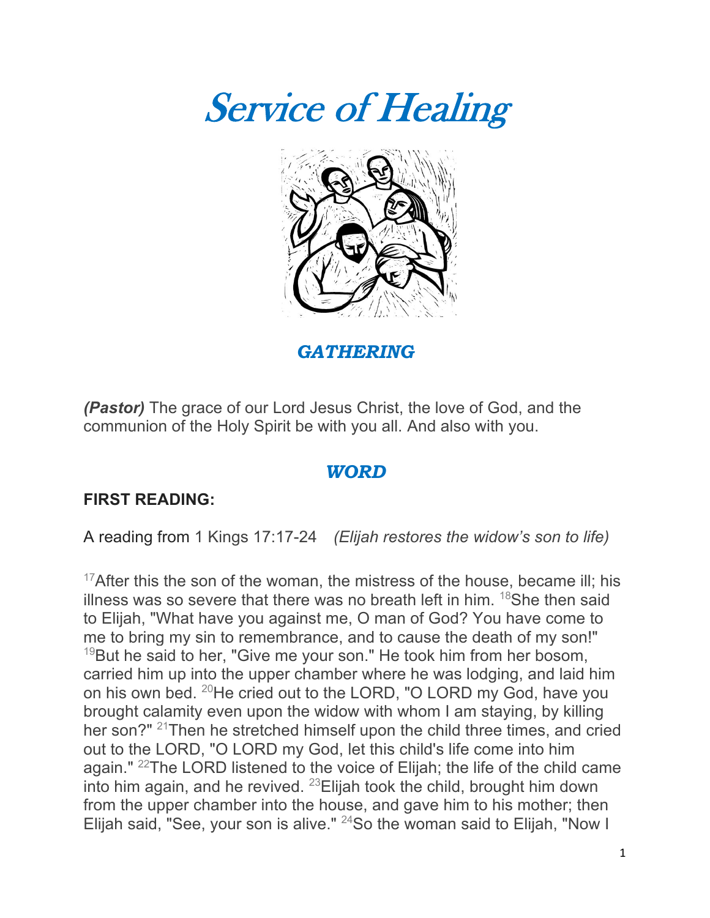# *Service of Healing*

## *GATHERING*

***(Pastor)*** The grace of our Lord Jesus Christ, the love of God, and the communion of the Holy Spirit be with you all. And also with you.

## *WORD*

**FIRST READING:**

A reading from 1 Kings 17:17-24 *(Elijah restores the widow's son to life)*

[17]After this the son of the woman, the mistress of the house, became ill; his illness was so severe that there was no breath left in him. [18]She then said to Elijah, "What have you against me, O man of God? You have come to me to bring my sin to remembrance, and to cause the death of my son!" [19]But he said to her, "Give me your son." He took him from her bosom, carried him up into the upper chamber where he was lodging, and laid him on his own bed. [20]He cried out to the LORD, "O LORD my God, have you brought calamity even upon the widow with whom I am staying, by killing her son?" [21]Then he stretched himself upon the child three times, and cried out to the LORD, "O LORD my God, let this child's life come into him again." [22]The LORD listened to the voice of Elijah; the life of the child came into him again, and he revived. [23]Elijah took the child, brought him down from the upper chamber into the house, and gave him to his mother; then Elijah said, "See, your son is alive." [24]So the woman said to Elijah, "Now I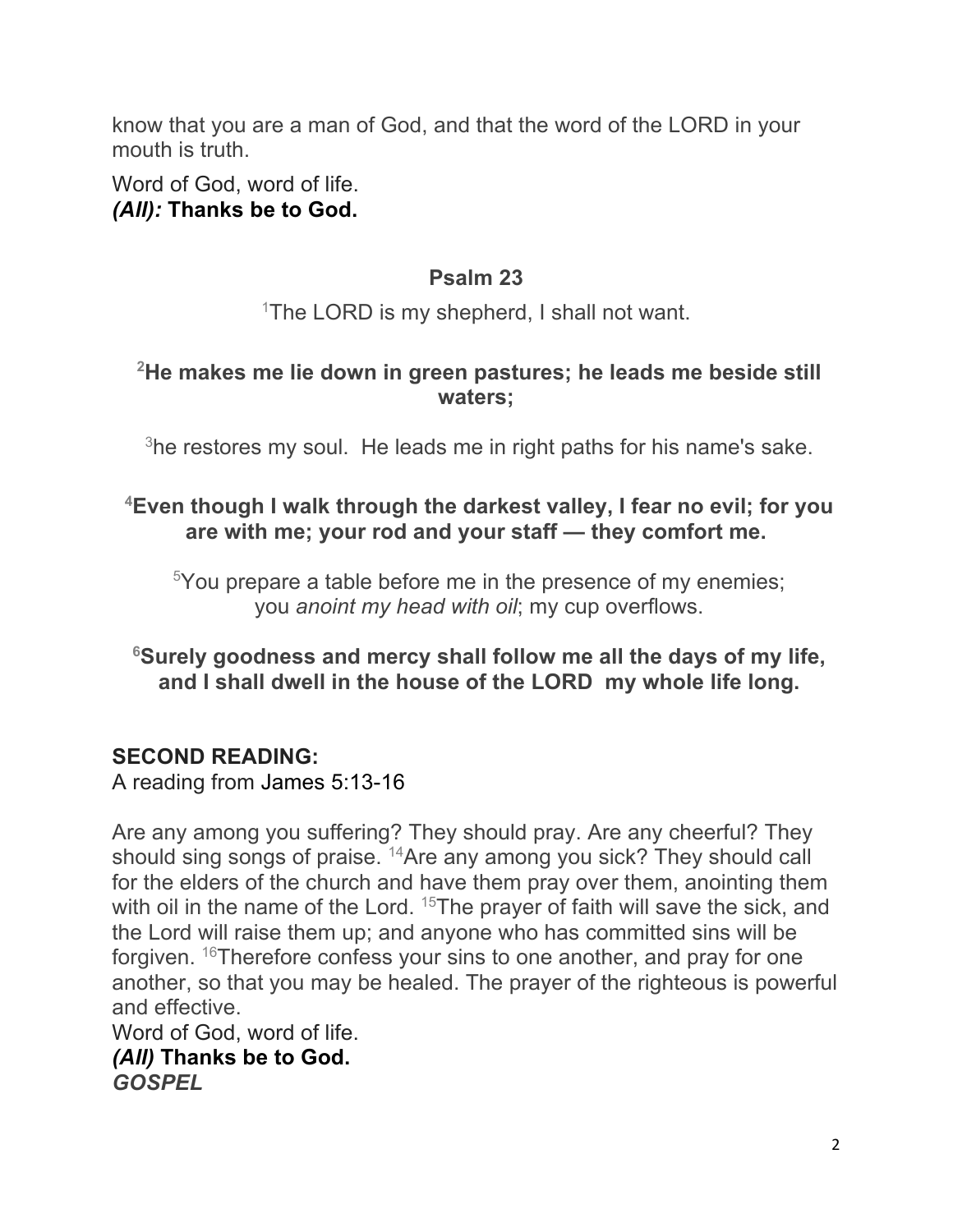know that you are a man of God, and that the word of the LORD in your mouth is truth.

Word of God, word of life.
***(All):* Thanks be to God.**

**Psalm 23**

[1]The LORD is my shepherd, I shall not want.

**[2]He makes me lie down in green pastures; he leads me beside still waters;**

[3]he restores my soul. He leads me in right paths for his name's sake.

**[4]Even though I walk through the darkest valley, I fear no evil; for you are with me; your rod and your staff — they comfort me.**

[5]You prepare a table before me in the presence of my enemies; you *anoint my head with oil*; my cup overflows.

**[6]Surely goodness and mercy shall follow me all the days of my life, and I shall dwell in the house of the LORD my whole life long.**

**SECOND READING:**
A reading from James 5:13-16

Are any among you suffering? They should pray. Are any cheerful? They should sing songs of praise. [14]Are any among you sick? They should call for the elders of the church and have them pray over them, anointing them with oil in the name of the Lord. [15]The prayer of faith will save the sick, and the Lord will raise them up; and anyone who has committed sins will be forgiven. [16]Therefore confess your sins to one another, and pray for one another, so that you may be healed. The prayer of the righteous is powerful and effective.
Word of God, word of life.
***(All)* Thanks be to God.**
***GOSPEL***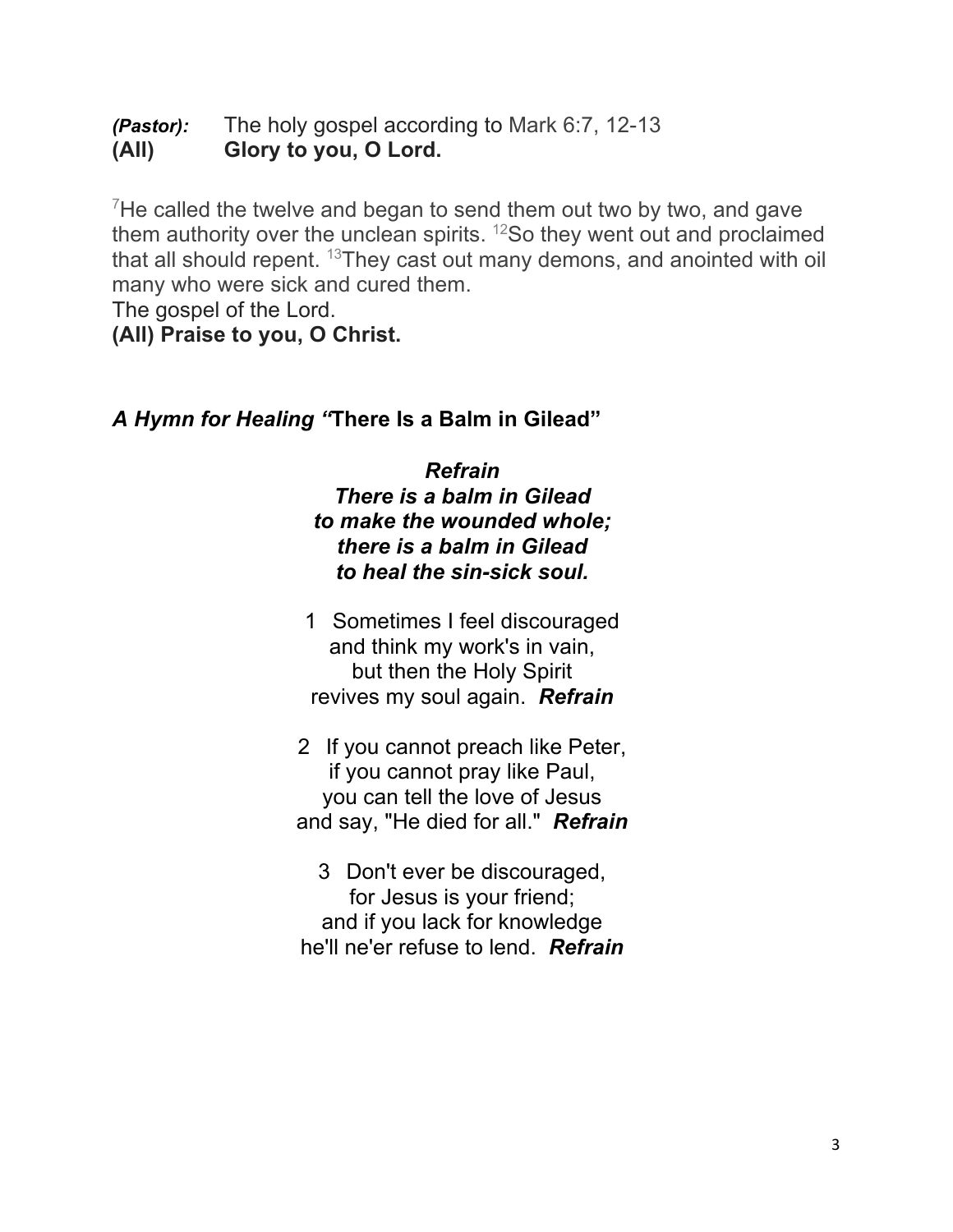***(Pastor):*** The holy gospel according to Mark 6:7, 12-13
**(All) Glory to you, O Lord.**

[7]He called the twelve and began to send them out two by two, and gave them authority over the unclean spirits. [12]So they went out and proclaimed that all should repent. [13]They cast out many demons, and anointed with oil many who were sick and cured them.
The gospel of the Lord.
**(All) Praise to you, O Christ.**

***A Hymn for Healing "*There Is a Balm in Gilead"**

***Refrain***
***There is a balm in Gilead***
***to make the wounded whole;***
***there is a balm in Gilead***
***to heal the sin-sick soul.***

1 Sometimes I feel discouraged
and think my work's in vain,
but then the Holy Spirit
revives my soul again. ***Refrain***

2 If you cannot preach like Peter,
if you cannot pray like Paul,
you can tell the love of Jesus
and say, "He died for all." ***Refrain***

3 Don't ever be discouraged,
for Jesus is your friend;
and if you lack for knowledge
he'll ne'er refuse to lend. ***Refrain***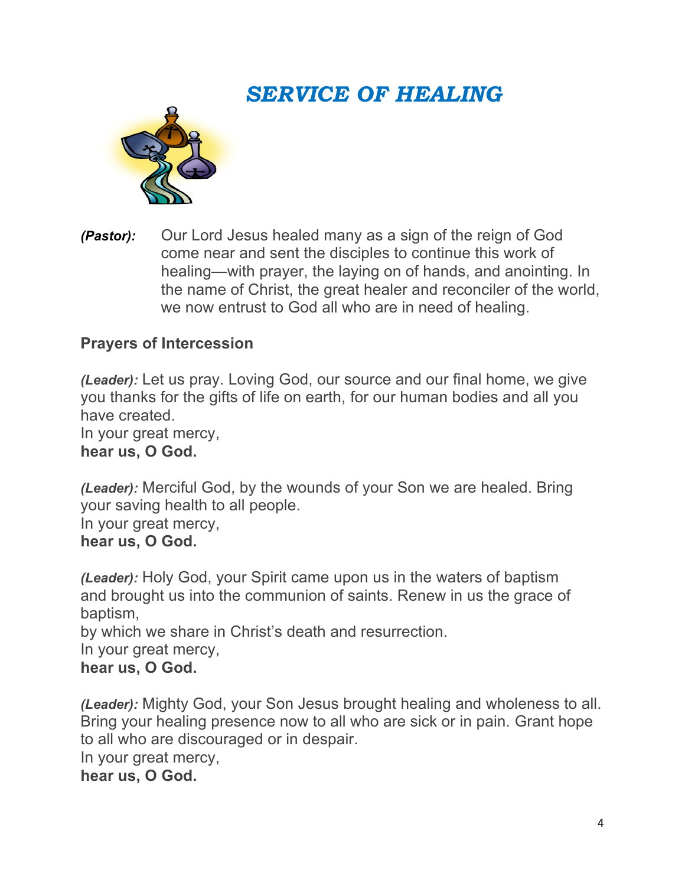# *SERVICE OF HEALING*

***(Pastor):*** Our Lord Jesus healed many as a sign of the reign of God come near and sent the disciples to continue this work of healing—with prayer, the laying on of hands, and anointing. In the name of Christ, the great healer and reconciler of the world, we now entrust to God all who are in need of healing.

**Prayers of Intercession**

***(Leader):*** Let us pray. Loving God, our source and our final home, we give you thanks for the gifts of life on earth, for our human bodies and all you have created.
In your great mercy,
**hear us, O God.**

***(Leader):*** Merciful God, by the wounds of your Son we are healed. Bring your saving health to all people.
In your great mercy,
**hear us, O God.**

***(Leader):*** Holy God, your Spirit came upon us in the waters of baptism and brought us into the communion of saints. Renew in us the grace of baptism,
by which we share in Christ's death and resurrection.
In your great mercy,
**hear us, O God.**

***(Leader):*** Mighty God, your Son Jesus brought healing and wholeness to all. Bring your healing presence now to all who are sick or in pain. Grant hope to all who are discouraged or in despair.
In your great mercy,
**hear us, O God.**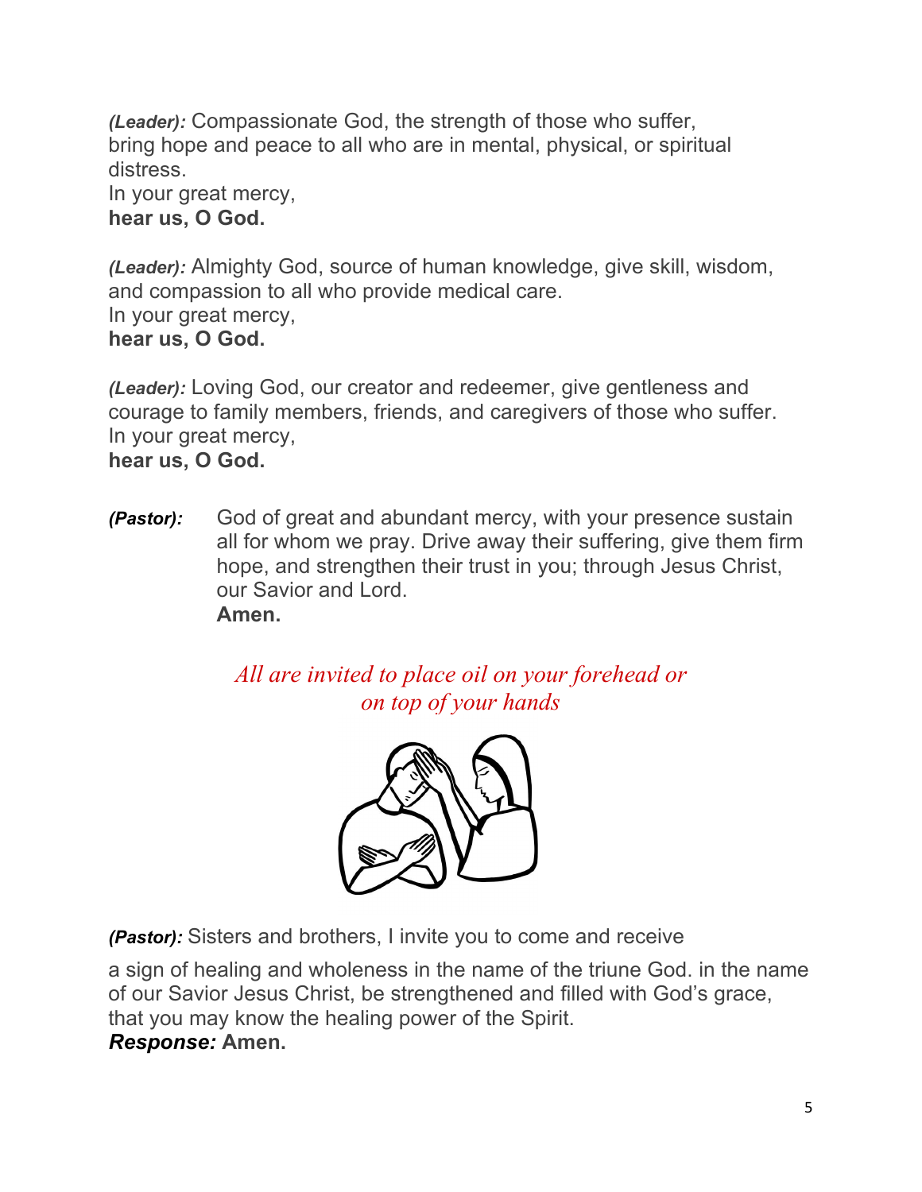***(Leader):*** Compassionate God, the strength of those who suffer, bring hope and peace to all who are in mental, physical, or spiritual distress.
In your great mercy,
**hear us, O God.**

***(Leader):*** Almighty God, source of human knowledge, give skill, wisdom, and compassion to all who provide medical care.
In your great mercy,
**hear us, O God.**

***(Leader):*** Loving God, our creator and redeemer, give gentleness and courage to family members, friends, and caregivers of those who suffer.
In your great mercy,
**hear us, O God.**

***(Pastor):*** God of great and abundant mercy, with your presence sustain all for whom we pray. Drive away their suffering, give them firm hope, and strengthen their trust in you; through Jesus Christ, our Savior and Lord.
**Amen.**

*All are invited to place oil on your forehead or on top of your hands*

***(Pastor):*** Sisters and brothers, I invite you to come and receive

a sign of healing and wholeness in the name of the triune God. in the name of our Savior Jesus Christ, be strengthened and filled with God's grace, that you may know the healing power of the Spirit.
***Response:*** **Amen.**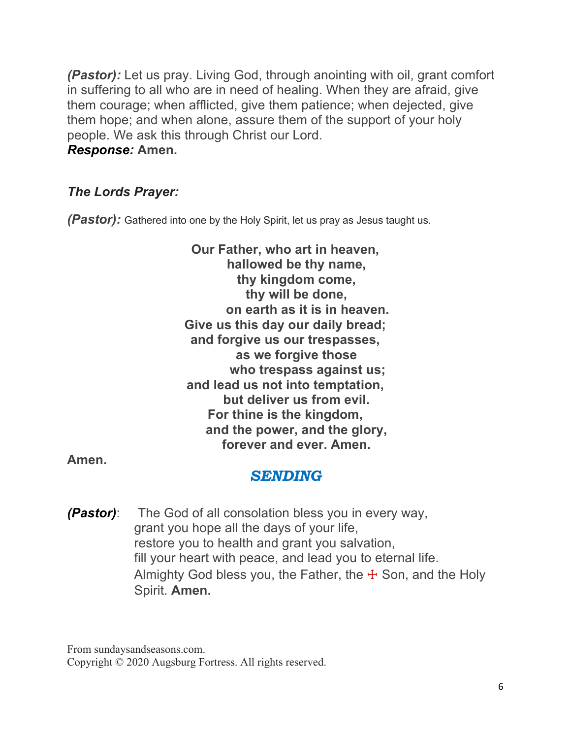***(Pastor):*** Let us pray. Living God, through anointing with oil, grant comfort in suffering to all who are in need of healing. When they are afraid, give them courage; when afflicted, give them patience; when dejected, give them hope; and when alone, assure them of the support of your holy people. We ask this through Christ our Lord.
***Response:*** **Amen.**

***The Lords Prayer:***

***(Pastor):*** Gathered into one by the Holy Spirit, let us pray as Jesus taught us.

**Our Father, who art in heaven,**
**hallowed be thy name,**
**thy kingdom come,**
**thy will be done,**
**on earth as it is in heaven.**
**Give us this day our daily bread;**
**and forgive us our trespasses,**
**as we forgive those**
**who trespass against us;**
**and lead us not into temptation,**
**but deliver us from evil.**
**For thine is the kingdom,**
**and the power, and the glory,**
**forever and ever. Amen.**

**Amen.**

## *SENDING*

***(Pastor)***: The God of all consolation bless you in every way,
grant you hope all the days of your life,
restore you to health and grant you salvation,
fill your heart with peace, and lead you to eternal life.
Almighty God bless you, the Father, the ☩ Son, and the Holy Spirit. **Amen.**

From sundaysandseasons.com.
Copyright © 2020 Augsburg Fortress. All rights reserved.